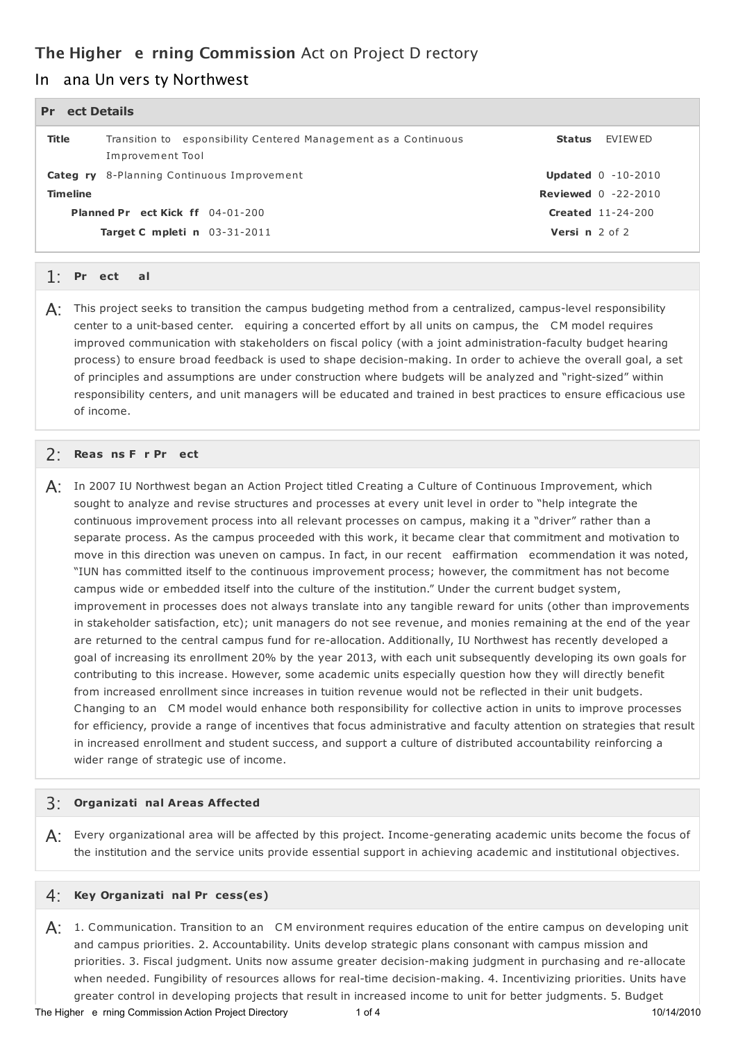# The Higher e rning Commission Act on Project D rectory

## In ana Un vers ty Northwest

### Pr ect Details

| | | | |
|---|---|---|---|
| **Title** | Transition to esponsibility Centered Management as a Continuous Improvement Tool | **Status** | EVIEWED |
| **Categ ry** | 8-Planning Continuous Improvement | **Updated** | 0 -10-2010 |
| **Timeline** | | **Reviewed** | 0 -22-2010 |
| **Planned Pr ect Kick ff** | 04-01-200 | **Created** | 11-24-200 |
| **Target C mpleti n** | 03-31-2011 | **Versi n** | 2 of 2 |

### 1: Pr ect al

A: This project seeks to transition the campus budgeting method from a centralized, campus-level responsibility center to a unit-based center. equiring a concerted effort by all units on campus, the CM model requires improved communication with stakeholders on fiscal policy (with a joint administration-faculty budget hearing process) to ensure broad feedback is used to shape decision-making. In order to achieve the overall goal, a set of principles and assumptions are under construction where budgets will be analyzed and "right-sized" within responsibility centers, and unit managers will be educated and trained in best practices to ensure efficacious use of income.

### 2: Reas ns F r Pr ect

A: In 2007 IU Northwest began an Action Project titled Creating a Culture of Continuous Improvement, which sought to analyze and revise structures and processes at every unit level in order to "help integrate the continuous improvement process into all relevant processes on campus, making it a "driver" rather than a separate process. As the campus proceeded with this work, it became clear that commitment and motivation to move in this direction was uneven on campus. In fact, in our recent eaffirmation ecommendation it was noted, "IUN has committed itself to the continuous improvement process; however, the commitment has not become campus wide or embedded itself into the culture of the institution." Under the current budget system, improvement in processes does not always translate into any tangible reward for units (other than improvements in stakeholder satisfaction, etc); unit managers do not see revenue, and monies remaining at the end of the year are returned to the central campus fund for re-allocation. Additionally, IU Northwest has recently developed a goal of increasing its enrollment 20% by the year 2013, with each unit subsequently developing its own goals for contributing to this increase. However, some academic units especially question how they will directly benefit from increased enrollment since increases in tuition revenue would not be reflected in their unit budgets. Changing to an CM model would enhance both responsibility for collective action in units to improve processes for efficiency, provide a range of incentives that focus administrative and faculty attention on strategies that result in increased enrollment and student success, and support a culture of distributed accountability reinforcing a wider range of strategic use of income.

### 3: Organizati nal Areas Affected

A: Every organizational area will be affected by this project. Income-generating academic units become the focus of the institution and the service units provide essential support in achieving academic and institutional objectives.

### 4: Key Organizati nal Pr cess(es)

A: 1. Communication. Transition to an CM environment requires education of the entire campus on developing unit and campus priorities. 2. Accountability. Units develop strategic plans consonant with campus mission and priorities. 3. Fiscal judgment. Units now assume greater decision-making judgment in purchasing and re-allocate when needed. Fungibility of resources allows for real-time decision-making. 4. Incentivizing priorities. Units have greater control in developing projects that result in increased income to unit for better judgments. 5. Budget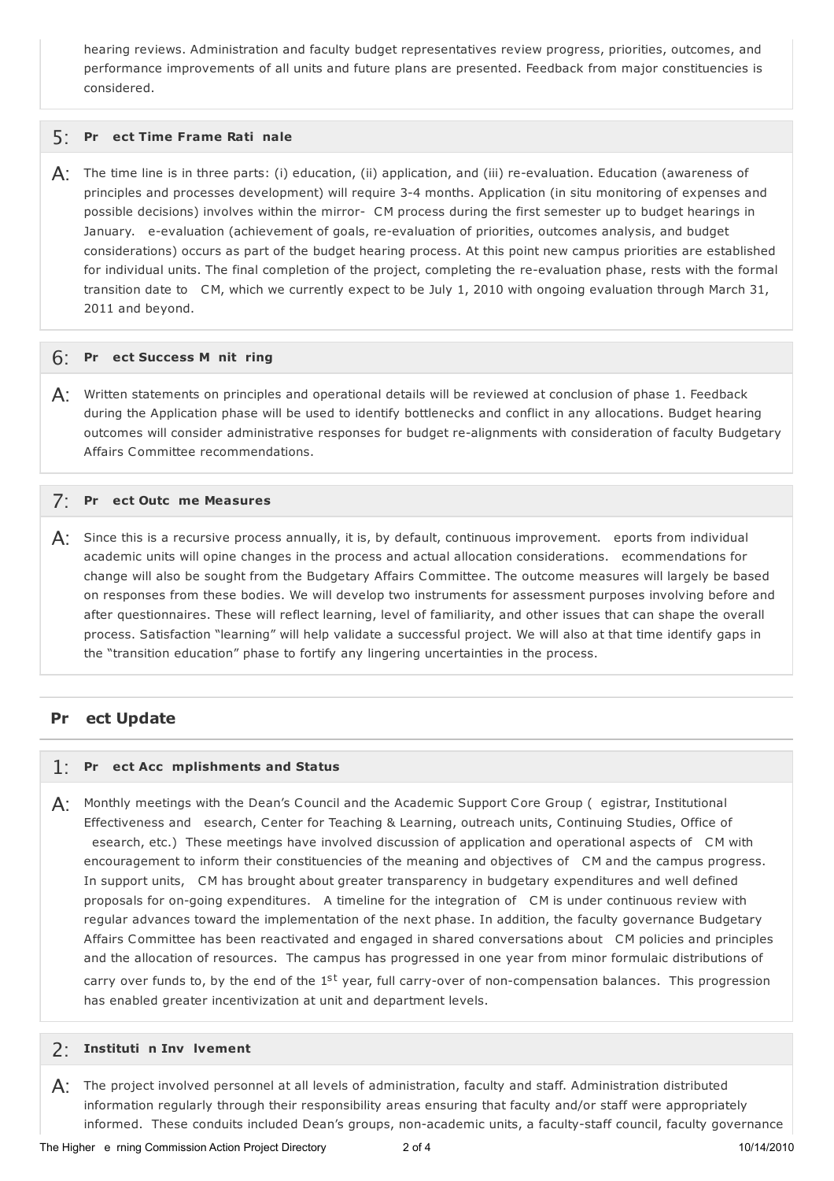hearing reviews. Administration and faculty budget representatives review progress, priorities, outcomes, and performance improvements of all units and future plans are presented. Feedback from major constituencies is considered.

### 5: Pr ect Time Frame Rati nale

**A:** The time line is in three parts: (i) education, (ii) application, and (iii) re-evaluation. Education (awareness of principles and processes development) will require 3-4 months. Application (in situ monitoring of expenses and possible decisions) involves within the mirror- CM process during the first semester up to budget hearings in January. e-evaluation (achievement of goals, re-evaluation of priorities, outcomes analysis, and budget considerations) occurs as part of the budget hearing process. At this point new campus priorities are established for individual units. The final completion of the project, completing the re-evaluation phase, rests with the formal transition date to CM, which we currently expect to be July 1, 2010 with ongoing evaluation through March 31, 2011 and beyond.

### 6: Pr ect Success M nit ring

**A:** Written statements on principles and operational details will be reviewed at conclusion of phase 1. Feedback during the Application phase will be used to identify bottlenecks and conflict in any allocations. Budget hearing outcomes will consider administrative responses for budget re-alignments with consideration of faculty Budgetary Affairs Committee recommendations.

### 7: Pr ect Outc me Measures

**A:** Since this is a recursive process annually, it is, by default, continuous improvement. eports from individual academic units will opine changes in the process and actual allocation considerations. ecommendations for change will also be sought from the Budgetary Affairs Committee. The outcome measures will largely be based on responses from these bodies. We will develop two instruments for assessment purposes involving before and after questionnaires. These will reflect learning, level of familiarity, and other issues that can shape the overall process. Satisfaction "learning" will help validate a successful project. We will also at that time identify gaps in the "transition education" phase to fortify any lingering uncertainties in the process.

## Pr ect Update

### 1: Pr ect Acc mplishments and Status

**A:** Monthly meetings with the Dean's Council and the Academic Support Core Group ( egistrar, Institutional Effectiveness and esearch, Center for Teaching & Learning, outreach units, Continuing Studies, Office of esearch, etc.) These meetings have involved discussion of application and operational aspects of CM with encouragement to inform their constituencies of the meaning and objectives of CM and the campus progress. In support units, CM has brought about greater transparency in budgetary expenditures and well defined proposals for on-going expenditures. A timeline for the integration of CM is under continuous review with regular advances toward the implementation of the next phase. In addition, the faculty governance Budgetary Affairs Committee has been reactivated and engaged in shared conversations about CM policies and principles and the allocation of resources. The campus has progressed in one year from minor formulaic distributions of carry over funds to, by the end of the 1st year, full carry-over of non-compensation balances. This progression has enabled greater incentivization at unit and department levels.

### 2: Instituti n Inv lvement

**A:** The project involved personnel at all levels of administration, faculty and staff. Administration distributed information regularly through their responsibility areas ensuring that faculty and/or staff were appropriately informed. These conduits included Dean's groups, non-academic units, a faculty-staff council, faculty governance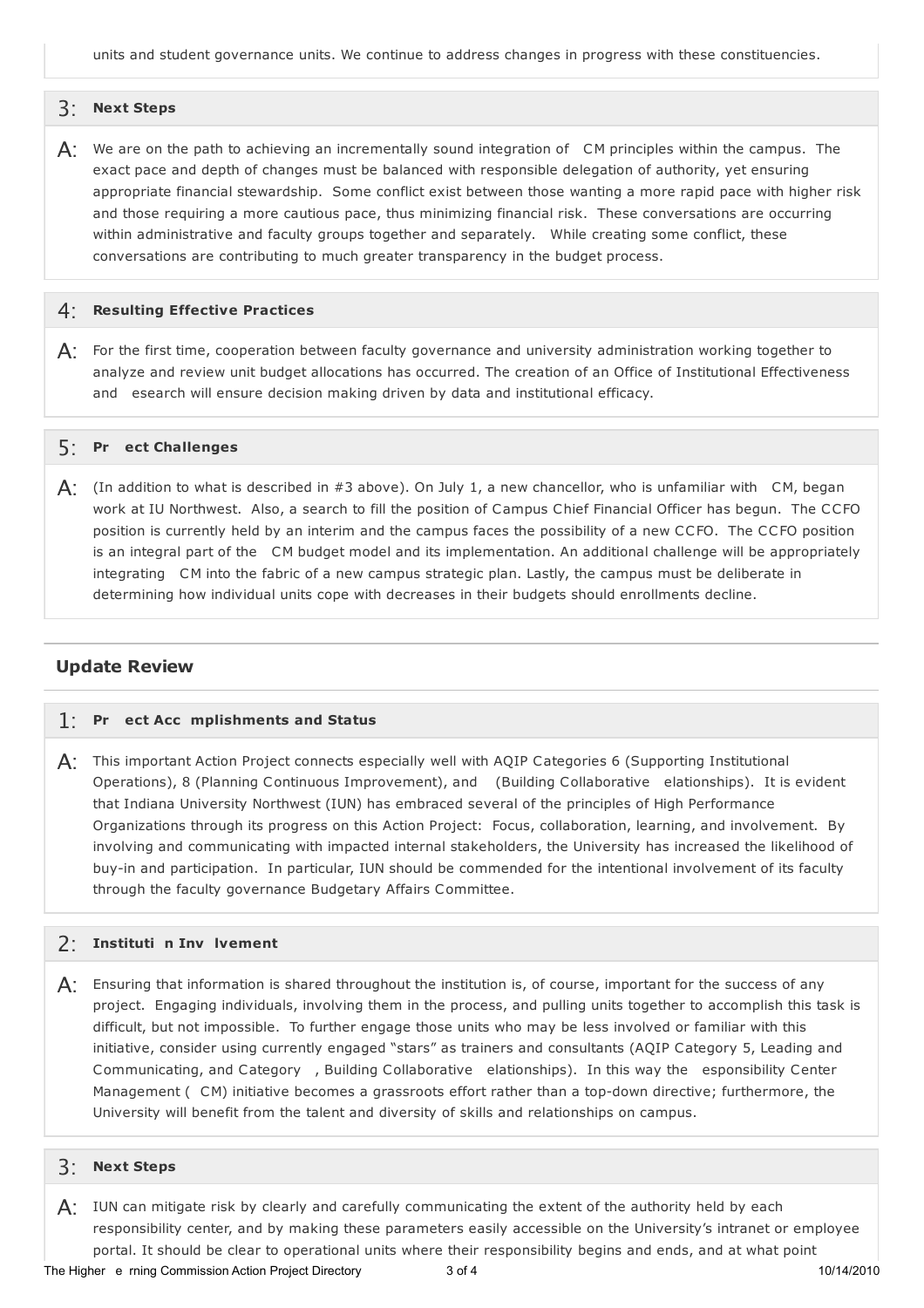units and student governance units. We continue to address changes in progress with these constituencies.

### 3: Next Steps

A: We are on the path to achieving an incrementally sound integration of CM principles within the campus. The exact pace and depth of changes must be balanced with responsible delegation of authority, yet ensuring appropriate financial stewardship. Some conflict exist between those wanting a more rapid pace with higher risk and those requiring a more cautious pace, thus minimizing financial risk. These conversations are occurring within administrative and faculty groups together and separately. While creating some conflict, these conversations are contributing to much greater transparency in the budget process.

### 4: Resulting Effective Practices

A: For the first time, cooperation between faculty governance and university administration working together to analyze and review unit budget allocations has occurred. The creation of an Office of Institutional Effectiveness and esearch will ensure decision making driven by data and institutional efficacy.

### 5: Pr ect Challenges

A: (In addition to what is described in #3 above). On July 1, a new chancellor, who is unfamiliar with CM, began work at IU Northwest. Also, a search to fill the position of Campus Chief Financial Officer has begun. The CCFO position is currently held by an interim and the campus faces the possibility of a new CCFO. The CCFO position is an integral part of the CM budget model and its implementation. An additional challenge will be appropriately integrating CM into the fabric of a new campus strategic plan. Lastly, the campus must be deliberate in determining how individual units cope with decreases in their budgets should enrollments decline.

## Update Review

### 1: Pr ect Acc mplishments and Status

A: This important Action Project connects especially well with AQIP Categories 6 (Supporting Institutional Operations), 8 (Planning Continuous Improvement), and (Building Collaborative elationships). It is evident that Indiana University Northwest (IUN) has embraced several of the principles of High Performance Organizations through its progress on this Action Project: Focus, collaboration, learning, and involvement. By involving and communicating with impacted internal stakeholders, the University has increased the likelihood of buy-in and participation. In particular, IUN should be commended for the intentional involvement of its faculty through the faculty governance Budgetary Affairs Committee.

### 2: Instituti n Inv lvement

A: Ensuring that information is shared throughout the institution is, of course, important for the success of any project. Engaging individuals, involving them in the process, and pulling units together to accomplish this task is difficult, but not impossible. To further engage those units who may be less involved or familiar with this initiative, consider using currently engaged "stars" as trainers and consultants (AQIP Category 5, Leading and Communicating, and Category , Building Collaborative elationships). In this way the esponsibility Center Management ( CM) initiative becomes a grassroots effort rather than a top-down directive; furthermore, the University will benefit from the talent and diversity of skills and relationships on campus.

### 3: Next Steps

A: IUN can mitigate risk by clearly and carefully communicating the extent of the authority held by each responsibility center, and by making these parameters easily accessible on the University's intranet or employee portal. It should be clear to operational units where their responsibility begins and ends, and at what point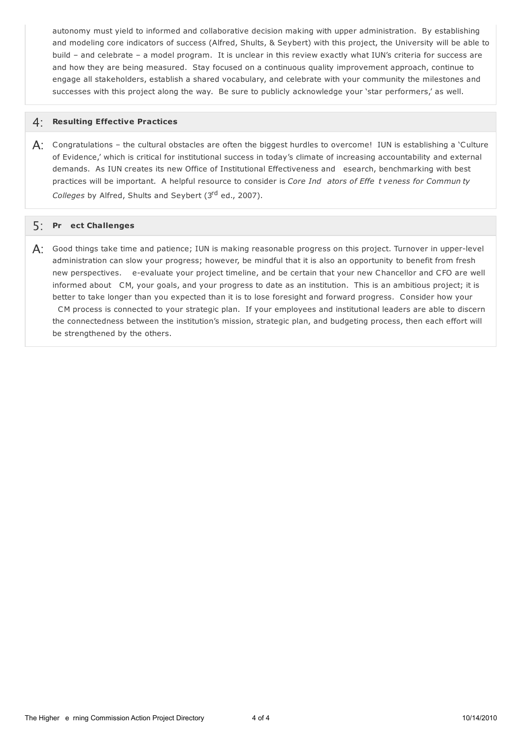autonomy must yield to informed and collaborative decision making with upper administration. By establishing and modeling core indicators of success (Alfred, Shults, & Seybert) with this project, the University will be able to build – and celebrate – a model program. It is unclear in this review exactly what IUN's criteria for success are and how they are being measured. Stay focused on a continuous quality improvement approach, continue to engage all stakeholders, establish a shared vocabulary, and celebrate with your community the milestones and successes with this project along the way. Be sure to publicly acknowledge your 'star performers,' as well.

## 4: Resulting Effective Practices

A: Congratulations – the cultural obstacles are often the biggest hurdles to overcome! IUN is establishing a 'Culture of Evidence,' which is critical for institutional success in today's climate of increasing accountability and external demands. As IUN creates its new Office of Institutional Effectiveness and esearch, benchmarking with best practices will be important. A helpful resource to consider is *Core Ind ators of Effe t veness for Commun ty Colleges* by Alfred, Shults and Seybert (3rd ed., 2007).

## 5: Pr ect Challenges

A: Good things take time and patience; IUN is making reasonable progress on this project. Turnover in upper-level administration can slow your progress; however, be mindful that it is also an opportunity to benefit from fresh new perspectives. e-evaluate your project timeline, and be certain that your new Chancellor and CFO are well informed about CM, your goals, and your progress to date as an institution. This is an ambitious project; it is better to take longer than you expected than it is to lose foresight and forward progress. Consider how your CM process is connected to your strategic plan. If your employees and institutional leaders are able to discern the connectedness between the institution's mission, strategic plan, and budgeting process, then each effort will be strengthened by the others.